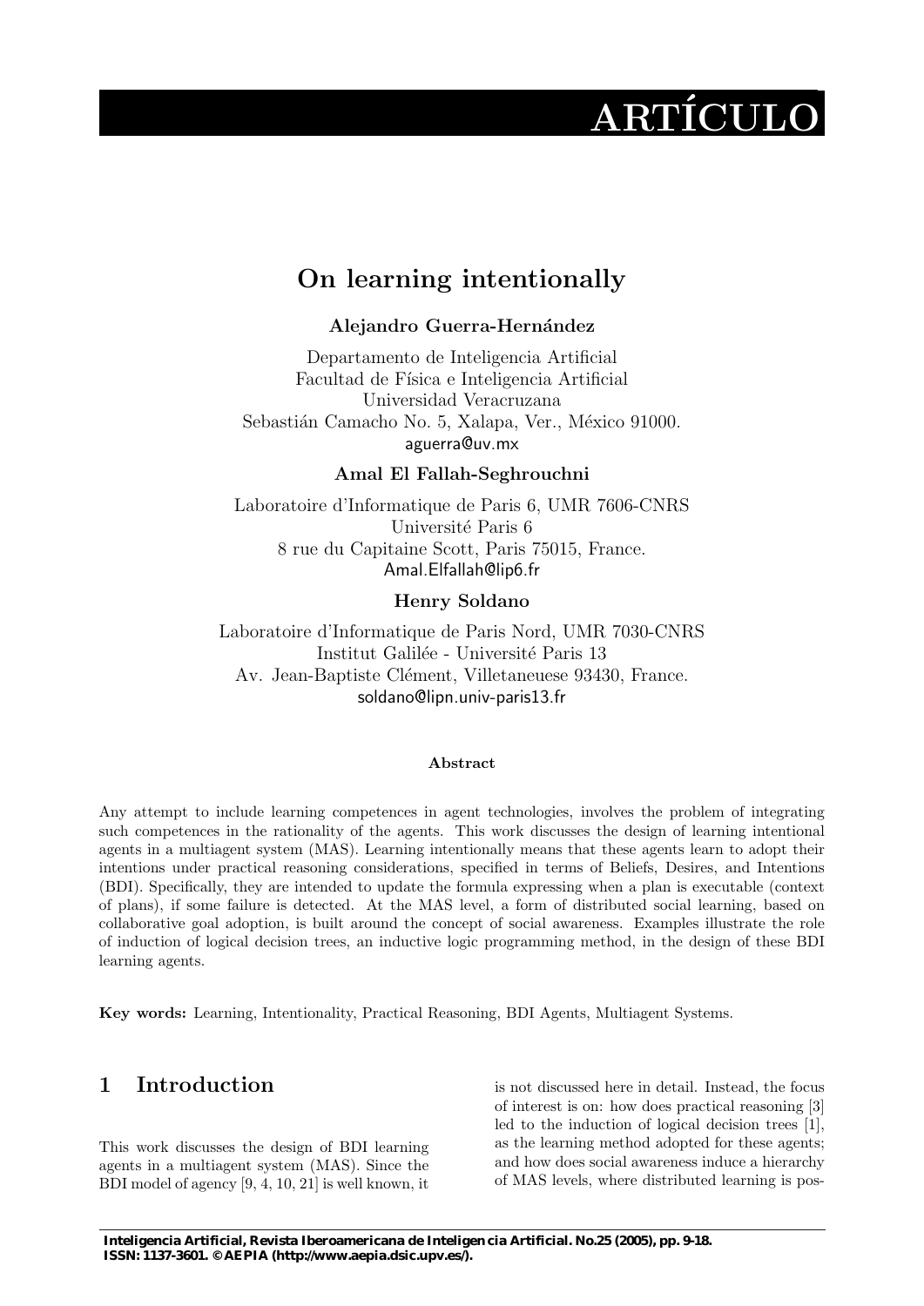ARTÍCULO

# On learning intentionally

**Alejandro Guerra-Hernández**

Departamento de Inteligencia Artificial
Facultad de Física e Inteligencia Artificial
Universidad Veracruzana
Sebastián Camacho No. 5, Xalapa, Ver., México 91000.
aguerra@uv.mx

**Amal El Fallah-Seghrouchni**

Laboratoire d'Informatique de Paris 6, UMR 7606-CNRS
Université Paris 6
8 rue du Capitaine Scott, Paris 75015, France.
Amal.Elfallah@lip6.fr

**Henry Soldano**

Laboratoire d'Informatique de Paris Nord, UMR 7030-CNRS
Institut Galilée - Université Paris 13
Av. Jean-Baptiste Clément, Villetaneuese 93430, France.
soldano@lipn.univ-paris13.fr

**Abstract**

Any attempt to include learning competences in agent technologies, involves the problem of integrating such competences in the rationality of the agents. This work discusses the design of learning intentional agents in a multiagent system (MAS). Learning intentionally means that these agents learn to adopt their intentions under practical reasoning considerations, specified in terms of Beliefs, Desires, and Intentions (BDI). Specifically, they are intended to update the formula expressing when a plan is executable (context of plans), if some failure is detected. At the MAS level, a form of distributed social learning, based on collaborative goal adoption, is built around the concept of social awareness. Examples illustrate the role of induction of logical decision trees, an inductive logic programming method, in the design of these BDI learning agents.

**Key words:** Learning, Intentionality, Practical Reasoning, BDI Agents, Multiagent Systems.

## 1 Introduction

This work discusses the design of BDI learning agents in a multiagent system (MAS). Since the BDI model of agency [9, 4, 10, 21] is well known, it is not discussed here in detail. Instead, the focus of interest is on: how does practical reasoning [3] led to the induction of logical decision trees [1], as the learning method adopted for these agents; and how does social awareness induce a hierarchy of MAS levels, where distributed learning is pos-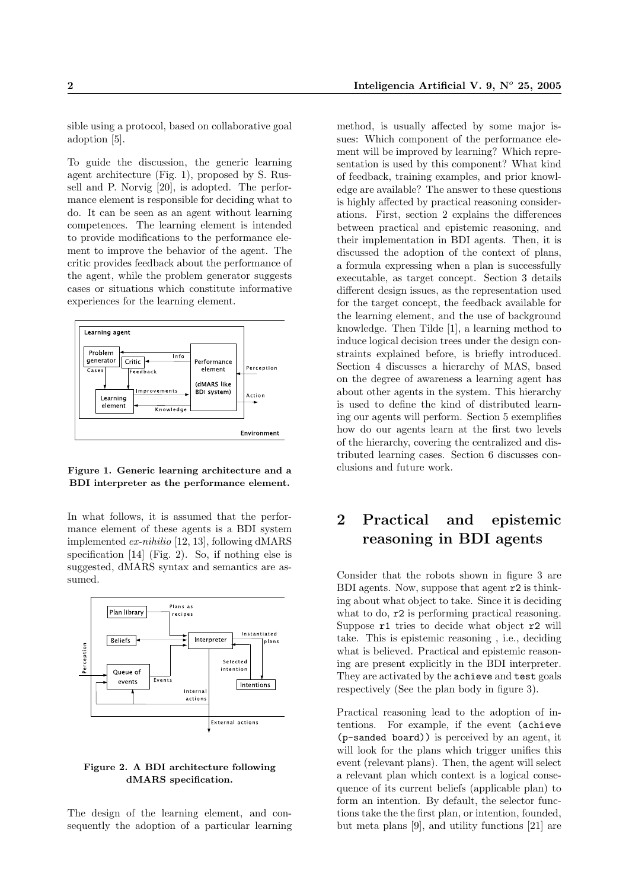sible using a protocol, based on collaborative goal adoption [5].

To guide the discussion, the generic learning agent architecture (Fig. 1), proposed by S. Russell and P. Norvig [20], is adopted. The performance element is responsible for deciding what to do. It can be seen as an agent without learning competences. The learning element is intended to provide modifications to the performance element to improve the behavior of the agent. The critic provides feedback about the performance of the agent, while the problem generator suggests cases or situations which constitute informative experiences for the learning element.

**Figure 1. Generic learning architecture and a BDI interpreter as the performance element.**

In what follows, it is assumed that the performance element of these agents is a BDI system implemented *ex-nihilio* [12, 13], following dMARS specification [14] (Fig. 2). So, if nothing else is suggested, dMARS syntax and semantics are assumed.

**Figure 2. A BDI architecture following dMARS specification.**

The design of the learning element, and consequently the adoption of a particular learning method, is usually affected by some major issues: Which component of the performance element will be improved by learning? Which representation is used by this component? What kind of feedback, training examples, and prior knowledge are available? The answer to these questions is highly affected by practical reasoning considerations. First, section 2 explains the differences between practical and epistemic reasoning, and their implementation in BDI agents. Then, it is discussed the adoption of the context of plans, a formula expressing when a plan is successfully executable, as target concept. Section 3 details different design issues, as the representation used for the target concept, the feedback available for the learning element, and the use of background knowledge. Then Tilde [1], a learning method to induce logical decision trees under the design constraints explained before, is briefly introduced. Section 4 discusses a hierarchy of MAS, based on the degree of awareness a learning agent has about other agents in the system. This hierarchy is used to define the kind of distributed learning our agents will perform. Section 5 exemplifies how do our agents learn at the first two levels of the hierarchy, covering the centralized and distributed learning cases. Section 6 discusses conclusions and future work.

# 2 Practical and epistemic reasoning in BDI agents

Consider that the robots shown in figure 3 are BDI agents. Now, suppose that agent `r2` is thinking about what object to take. Since it is deciding what to do, `r2` is performing practical reasoning. Suppose `r1` tries to decide what object `r2` will take. This is epistemic reasoning , i.e., deciding what is believed. Practical and epistemic reasoning are present explicitly in the BDI interpreter. They are activated by the `achieve` and `test` goals respectively (See the plan body in figure 3).

Practical reasoning lead to the adoption of intentions. For example, if the event `(achieve (p-sanded board))` is perceived by an agent, it will look for the plans which trigger unifies this event (relevant plans). Then, the agent will select a relevant plan which context is a logical consequence of its current beliefs (applicable plan) to form an intention. By default, the selector functions take the the first plan, or intention, founded, but meta plans [9], and utility functions [21] are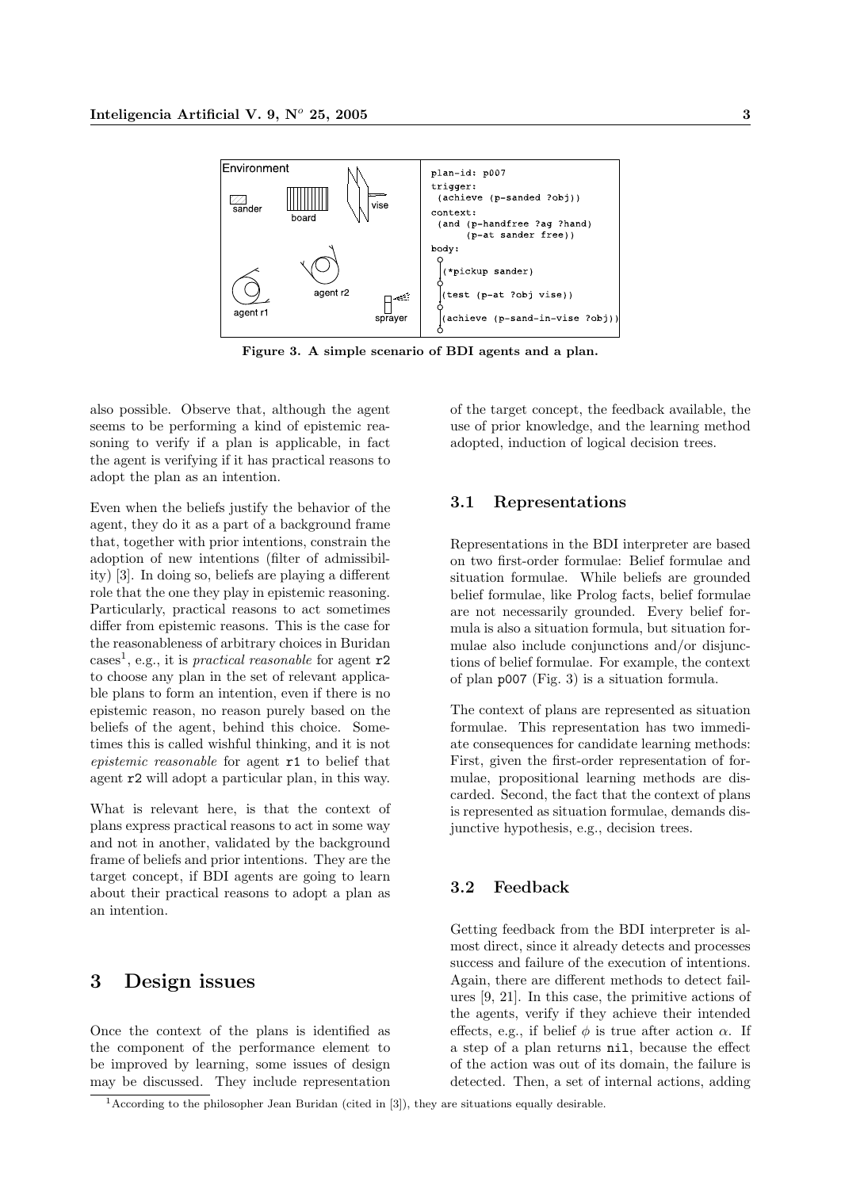Figure 3. A simple scenario of BDI agents and a plan.

also possible. Observe that, although the agent seems to be performing a kind of epistemic reasoning to verify if a plan is applicable, in fact the agent is verifying if it has practical reasons to adopt the plan as an intention.

Even when the beliefs justify the behavior of the agent, they do it as a part of a background frame that, together with prior intentions, constrain the adoption of new intentions (filter of admissibility) [3]. In doing so, beliefs are playing a different role that the one they play in epistemic reasoning. Particularly, practical reasons to act sometimes differ from epistemic reasons. This is the case for the reasonableness of arbitrary choices in Buridan cases[1], e.g., it is *practical reasonable* for agent `r2` to choose any plan in the set of relevant applicable plans to form an intention, even if there is no epistemic reason, no reason purely based on the beliefs of the agent, behind this choice. Sometimes this is called wishful thinking, and it is not *epistemic reasonable* for agent `r1` to belief that agent `r2` will adopt a particular plan, in this way.

What is relevant here, is that the context of plans express practical reasons to act in some way and not in another, validated by the background frame of beliefs and prior intentions. They are the target concept, if BDI agents are going to learn about their practical reasons to adopt a plan as an intention.

# 3 Design issues

Once the context of the plans is identified as the component of the performance element to be improved by learning, some issues of design may be discussed. They include representation of the target concept, the feedback available, the use of prior knowledge, and the learning method adopted, induction of logical decision trees.

## 3.1 Representations

Representations in the BDI interpreter are based on two first-order formulae: Belief formulae and situation formulae. While beliefs are grounded belief formulae, like Prolog facts, belief formulae are not necessarily grounded. Every belief formula is also a situation formula, but situation formulae also include conjunctions and/or disjunctions of belief formulae. For example, the context of plan `p007` (Fig. 3) is a situation formula.

The context of plans are represented as situation formulae. This representation has two immediate consequences for candidate learning methods: First, given the first-order representation of formulae, propositional learning methods are discarded. Second, the fact that the context of plans is represented as situation formulae, demands disjunctive hypothesis, e.g., decision trees.

## 3.2 Feedback

Getting feedback from the BDI interpreter is almost direct, since it already detects and processes success and failure of the execution of intentions. Again, there are different methods to detect failures [9, 21]. In this case, the primitive actions of the agents, verify if they achieve their intended effects, e.g., if belief $\phi$ is true after action $\alpha$. If a step of a plan returns `nil`, because the effect of the action was out of its domain, the failure is detected. Then, a set of internal actions, adding

[1] According to the philosopher Jean Buridan (cited in [3]), they are situations equally desirable.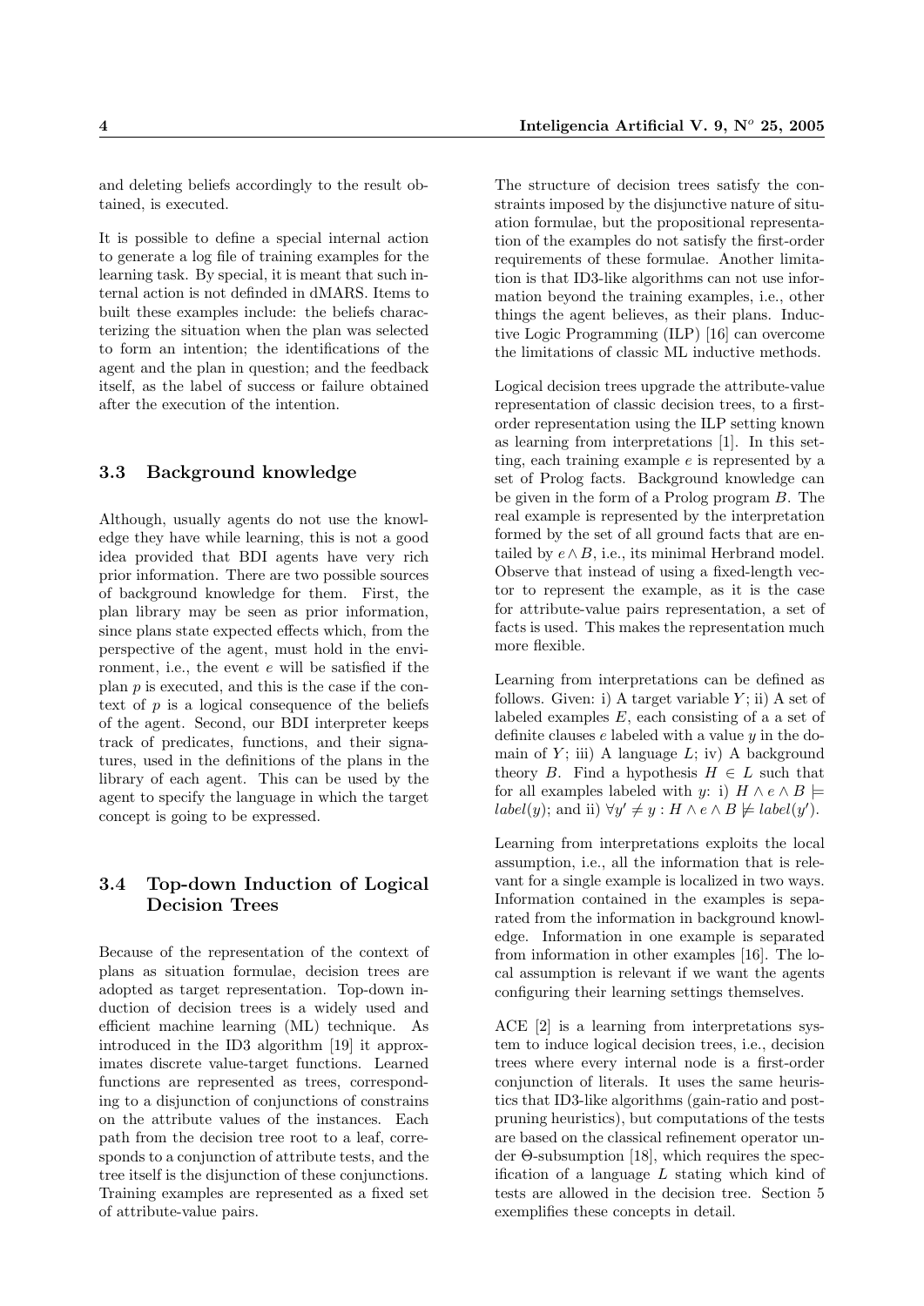and deleting beliefs accordingly to the result obtained, is executed.

It is possible to define a special internal action to generate a log file of training examples for the learning task. By special, it is meant that such internal action is not definded in dMARS. Items to built these examples include: the beliefs characterizing the situation when the plan was selected to form an intention; the identifications of the agent and the plan in question; and the feedback itself, as the label of success or failure obtained after the execution of the intention.

### 3.3 Background knowledge

Although, usually agents do not use the knowledge they have while learning, this is not a good idea provided that BDI agents have very rich prior information. There are two possible sources of background knowledge for them. First, the plan library may be seen as prior information, since plans state expected effects which, from the perspective of the agent, must hold in the environment, i.e., the event $e$ will be satisfied if the plan $p$ is executed, and this is the case if the context of $p$ is a logical consequence of the beliefs of the agent. Second, our BDI interpreter keeps track of predicates, functions, and their signatures, used in the definitions of the plans in the library of each agent. This can be used by the agent to specify the language in which the target concept is going to be expressed.

### 3.4 Top-down Induction of Logical Decision Trees

Because of the representation of the context of plans as situation formulae, decision trees are adopted as target representation. Top-down induction of decision trees is a widely used and efficient machine learning (ML) technique. As introduced in the ID3 algorithm [19] it approximates discrete value-target functions. Learned functions are represented as trees, corresponding to a disjunction of conjunctions of constrains on the attribute values of the instances. Each path from the decision tree root to a leaf, corresponds to a conjunction of attribute tests, and the tree itself is the disjunction of these conjunctions. Training examples are represented as a fixed set of attribute-value pairs.

The structure of decision trees satisfy the constraints imposed by the disjunctive nature of situation formulae, but the propositional representation of the examples do not satisfy the first-order requirements of these formulae. Another limitation is that ID3-like algorithms can not use information beyond the training examples, i.e., other things the agent believes, as their plans. Inductive Logic Programming (ILP) [16] can overcome the limitations of classic ML inductive methods.

Logical decision trees upgrade the attribute-value representation of classic decision trees, to a first-order representation using the ILP setting known as learning from interpretations [1]. In this setting, each training example $e$ is represented by a set of Prolog facts. Background knowledge can be given in the form of a Prolog program $B$. The real example is represented by the interpretation formed by the set of all ground facts that are entailed by $e \wedge B$, i.e., its minimal Herbrand model. Observe that instead of using a fixed-length vector to represent the example, as it is the case for attribute-value pairs representation, a set of facts is used. This makes the representation much more flexible.

Learning from interpretations can be defined as follows. Given: i) A target variable $Y$; ii) A set of labeled examples $E$, each consisting of a a set of definite clauses $e$ labeled with a value $y$ in the domain of $Y$; iii) A language $L$; iv) A background theory $B$. Find a hypothesis $H \in L$ such that for all examples labeled with $y$: i) $H \wedge e \wedge B \models label(y)$; and ii) $\forall y' \neq y : H \wedge e \wedge B \not\models label(y')$.

Learning from interpretations exploits the local assumption, i.e., all the information that is relevant for a single example is localized in two ways. Information contained in the examples is separated from the information in background knowledge. Information in one example is separated from information in other examples [16]. The local assumption is relevant if we want the agents configuring their learning settings themselves.

ACE [2] is a learning from interpretations system to induce logical decision trees, i.e., decision trees where every internal node is a first-order conjunction of literals. It uses the same heuristics that ID3-like algorithms (gain-ratio and post-pruning heuristics), but computations of the tests are based on the classical refinement operator under $\Theta$-subsumption [18], which requires the specification of a language $L$ stating which kind of tests are allowed in the decision tree. Section 5 exemplifies these concepts in detail.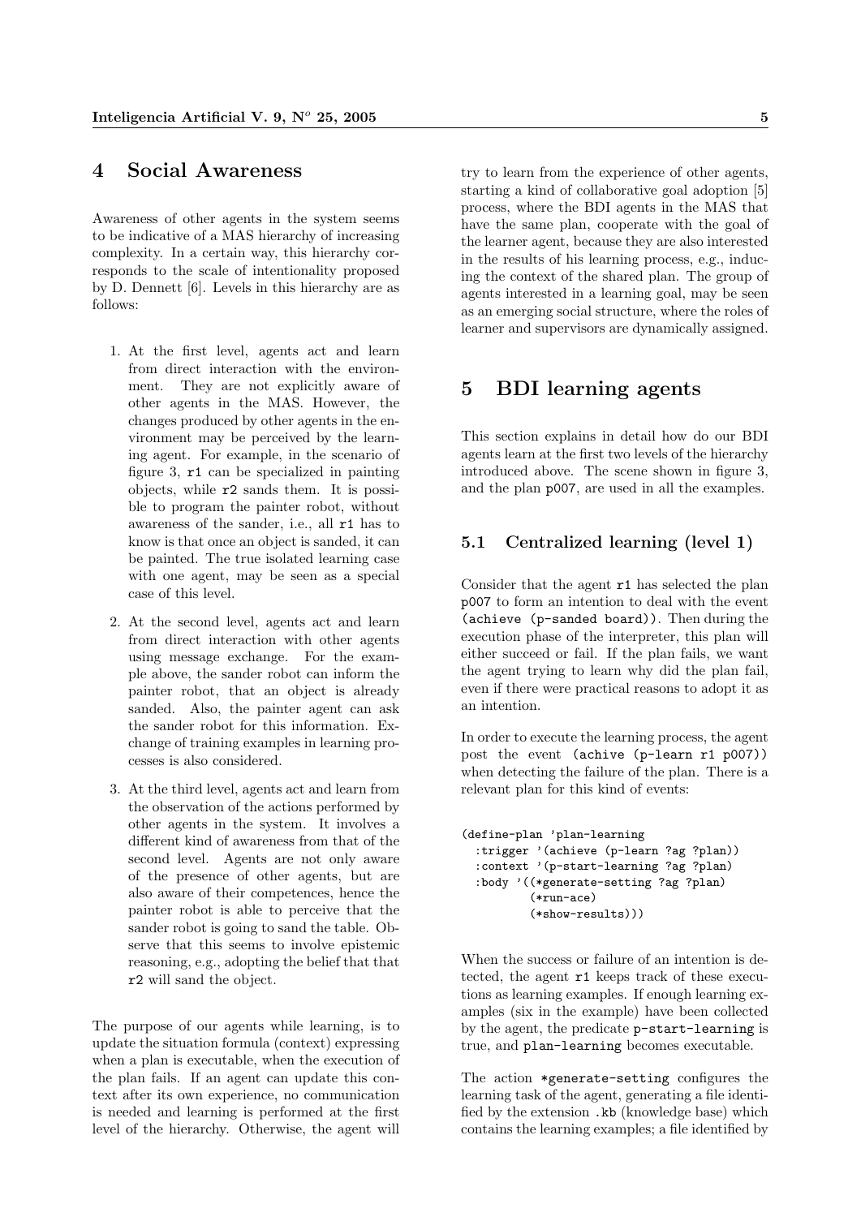## 4 Social Awareness

Awareness of other agents in the system seems to be indicative of a MAS hierarchy of increasing complexity. In a certain way, this hierarchy corresponds to the scale of intentionality proposed by D. Dennett [6]. Levels in this hierarchy are as follows:

1. At the first level, agents act and learn from direct interaction with the environment. They are not explicitly aware of other agents in the MAS. However, the changes produced by other agents in the environment may be perceived by the learning agent. For example, in the scenario of figure 3, `r1` can be specialized in painting objects, while `r2` sands them. It is possible to program the painter robot, without awareness of the sander, i.e., all `r1` has to know is that once an object is sanded, it can be painted. The true isolated learning case with one agent, may be seen as a special case of this level.
2. At the second level, agents act and learn from direct interaction with other agents using message exchange. For the example above, the sander robot can inform the painter robot, that an object is already sanded. Also, the painter agent can ask the sander robot for this information. Exchange of training examples in learning processes is also considered.
3. At the third level, agents act and learn from the observation of the actions performed by other agents in the system. It involves a different kind of awareness from that of the second level. Agents are not only aware of the presence of other agents, but are also aware of their competences, hence the painter robot is able to perceive that the sander robot is going to sand the table. Observe that this seems to involve epistemic reasoning, e.g., adopting the belief that that `r2` will sand the object.

The purpose of our agents while learning, is to update the situation formula (context) expressing when a plan is executable, when the execution of the plan fails. If an agent can update this context after its own experience, no communication is needed and learning is performed at the first level of the hierarchy. Otherwise, the agent will try to learn from the experience of other agents, starting a kind of collaborative goal adoption [5] process, where the BDI agents in the MAS that have the same plan, cooperate with the goal of the learner agent, because they are also interested in the results of his learning process, e.g., inducing the context of the shared plan. The group of agents interested in a learning goal, may be seen as an emerging social structure, where the roles of learner and supervisors are dynamically assigned.

## 5 BDI learning agents

This section explains in detail how do our BDI agents learn at the first two levels of the hierarchy introduced above. The scene shown in figure 3, and the plan `p007`, are used in all the examples.

### 5.1 Centralized learning (level 1)

Consider that the agent `r1` has selected the plan `p007` to form an intention to deal with the event `(achieve (p-sanded board))`. Then during the execution phase of the interpreter, this plan will either succeed or fail. If the plan fails, we want the agent trying to learn why did the plan fail, even if there were practical reasons to adopt it as an intention.

In order to execute the learning process, the agent post the event `(achive (p-learn r1 p007))` when detecting the failure of the plan. There is a relevant plan for this kind of events:

```
(define-plan 'plan-learning
  :trigger '(achieve (p-learn ?ag ?plan))
  :context '(p-start-learning ?ag ?plan)
  :body '((*generate-setting ?ag ?plan)
          (*run-ace)
          (*show-results)))
```

When the success or failure of an intention is detected, the agent `r1` keeps track of these executions as learning examples. If enough learning examples (six in the example) have been collected by the agent, the predicate `p-start-learning` is true, and `plan-learning` becomes executable.

The action `*generate-setting` configures the learning task of the agent, generating a file identified by the extension `.kb` (knowledge base) which contains the learning examples; a file identified by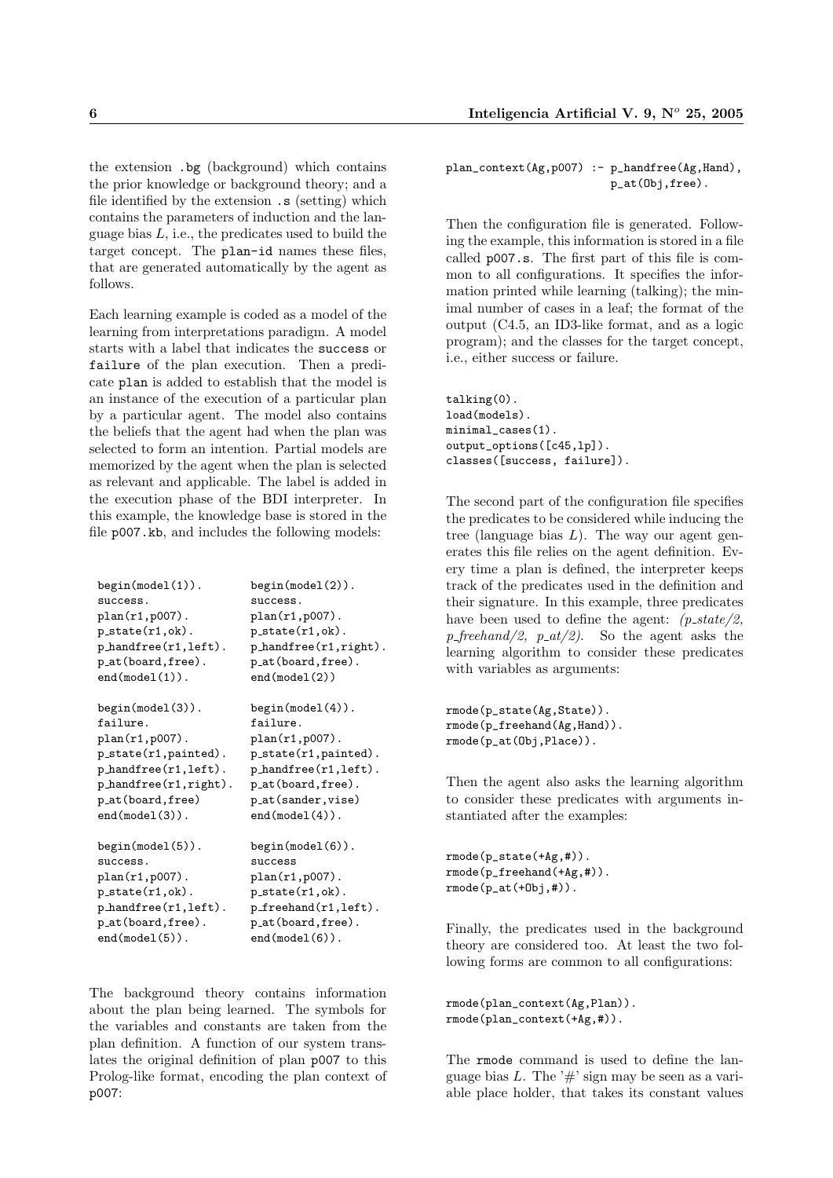the extension .bg (background) which contains the prior knowledge or background theory; and a file identified by the extension .s (setting) which contains the parameters of induction and the language bias $L$, i.e., the predicates used to build the target concept. The plan-id names these files, that are generated automatically by the agent as follows.

Each learning example is coded as a model of the learning from interpretations paradigm. A model starts with a label that indicates the success or failure of the plan execution. Then a predicate plan is added to establish that the model is an instance of the execution of a particular plan by a particular agent. The model also contains the beliefs that the agent had when the plan was selected to form an intention. Partial models are memorized by the agent when the plan is selected as relevant and applicable. The label is added in the execution phase of the BDI interpreter. In this example, the knowledge base is stored in the file p007.kb, and includes the following models:

```
begin(model(1)).          begin(model(2)).
success.                  success.
plan(r1,p007).            plan(r1,p007).
p_state(r1,ok).           p_state(r1,ok).
p_handfree(r1,left).      p_handfree(r1,right).
p_at(board,free).         p_at(board,free).
end(model(1)).            end(model(2))

begin(model(3)).          begin(model(4)).
failure.                  failure.
plan(r1,p007).            plan(r1,p007).
p_state(r1,painted).      p_state(r1,painted).
p_handfree(r1,left).      p_handfree(r1,left).
p_handfree(r1,right).     p_at(board,free).
p_at(board,free)          p_at(sander,vise)
end(model(3)).            end(model(4)).

begin(model(5)).          begin(model(6)).
success.                  success
plan(r1,p007).            plan(r1,p007).
p_state(r1,ok).           p_state(r1,ok).
p_handfree(r1,left).      p_freehand(r1,left).
p_at(board,free).         p_at(board,free).
end(model(5)).            end(model(6)).
```

The background theory contains information about the plan being learned. The symbols for the variables and constants are taken from the plan definition. A function of our system translates the original definition of plan p007 to this Prolog-like format, encoding the plan context of p007:

```
plan_context(Ag,p007) :- p_handfree(Ag,Hand),
                         p_at(Obj,free).
```

Then the configuration file is generated. Following the example, this information is stored in a file called p007.s. The first part of this file is common to all configurations. It specifies the information printed while learning (talking); the minimal number of cases in a leaf; the format of the output (C4.5, an ID3-like format, and as a logic program); and the classes for the target concept, i.e., either success or failure.

```
talking(0).
load(models).
minimal_cases(1).
output_options([c45,lp]).
classes([success, failure]).
```

The second part of the configuration file specifies the predicates to be considered while inducing the tree (language bias $L$). The way our agent generates this file relies on the agent definition. Every time a plan is defined, the interpreter keeps track of the predicates used in the definition and their signature. In this example, three predicates have been used to define the agent: *(p_state/2, p_freehand/2, p_at/2)*. So the agent asks the learning algorithm to consider these predicates with variables as arguments:

```
rmode(p_state(Ag,State)).
rmode(p_freehand(Ag,Hand)).
rmode(p_at(Obj,Place)).
```

Then the agent also asks the learning algorithm to consider these predicates with arguments instantiated after the examples:

```
rmode(p_state(+Ag,#)).
rmode(p_freehand(+Ag,#)).
rmode(p_at(+Obj,#)).
```

Finally, the predicates used in the background theory are considered too. At least the two following forms are common to all configurations:

```
rmode(plan_context(Ag,Plan)).
rmode(plan_context(+Ag,#)).
```

The rmode command is used to define the language bias $L$. The '#' sign may be seen as a variable place holder, that takes its constant values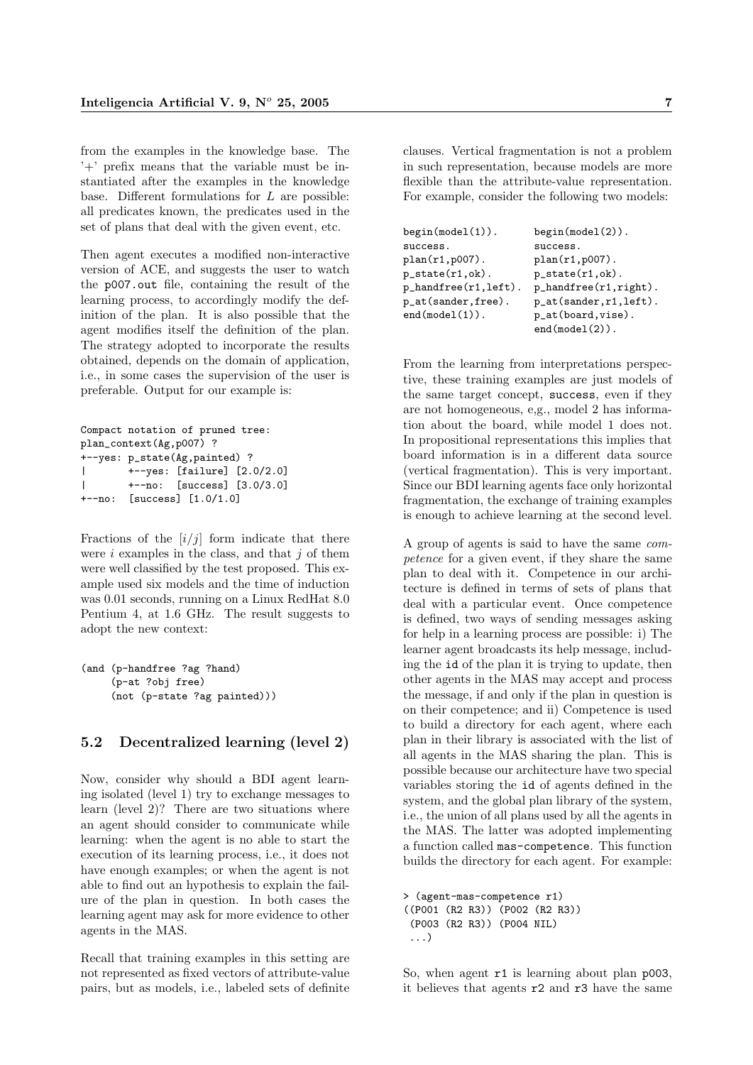from the examples in the knowledge base. The '+' prefix means that the variable must be instantiated after the examples in the knowledge base. Different formulations for $L$ are possible: all predicates known, the predicates used in the set of plans that deal with the given event, etc.

Then agent executes a modified non-interactive version of ACE, and suggests the user to watch the `p007.out` file, containing the result of the learning process, to accordingly modify the definition of the plan. It is also possible that the agent modifies itself the definition of the plan. The strategy adopted to incorporate the results obtained, depends on the domain of application, i.e., in some cases the supervision of the user is preferable. Output for our example is:

```
Compact notation of pruned tree:
plan_context(Ag,p007) ?
+--yes: p_state(Ag,painted) ?
|       +--yes: [failure] [2.0/2.0]
|       +--no:  [success] [3.0/3.0]
+--no:  [success] [1.0/1.0]
```

Fractions of the $[i/j]$ form indicate that there were $i$ examples in the class, and that $j$ of them were well classified by the test proposed. This example used six models and the time of induction was 0.01 seconds, running on a Linux RedHat 8.0 Pentium 4, at 1.6 GHz. The result suggests to adopt the new context:

```
(and (p-handfree ?ag ?hand)
     (p-at ?obj free)
     (not (p-state ?ag painted)))
```

## 5.2 Decentralized learning (level 2)

Now, consider why should a BDI agent learning isolated (level 1) try to exchange messages to learn (level 2)? There are two situations where an agent should consider to communicate while learning: when the agent is no able to start the execution of its learning process, i.e., it does not have enough examples; or when the agent is not able to find out an hypothesis to explain the failure of the plan in question. In both cases the learning agent may ask for more evidence to other agents in the MAS.

Recall that training examples in this setting are not represented as fixed vectors of attribute-value pairs, but as models, i.e., labeled sets of definite clauses. Vertical fragmentation is not a problem in such representation, because models are more flexible than the attribute-value representation. For example, consider the following two models:

```
begin(model(1)).          begin(model(2)).
success.                  success.
plan(r1,p007).            plan(r1,p007).
p_state(r1,ok).           p_state(r1,ok).
p_handfree(r1,left).      p_handfree(r1,right).
p_at(sander,free).        p_at(sander,r1,left).
end(model(1)).            p_at(board,vise).
                          end(model(2)).
```

From the learning from interpretations perspective, these training examples are just models of the same target concept, `success`, even if they are not homogeneous, e,g., model 2 has information about the board, while model 1 does not. In propositional representations this implies that board information is in a different data source (vertical fragmentation). This is very important. Since our BDI learning agents face only horizontal fragmentation, the exchange of training examples is enough to achieve learning at the second level.

A group of agents is said to have the same *competence* for a given event, if they share the same plan to deal with it. Competence in our architecture is defined in terms of sets of plans that deal with a particular event. Once competence is defined, two ways of sending messages asking for help in a learning process are possible: i) The learner agent broadcasts its help message, including the `id` of the plan it is trying to update, then other agents in the MAS may accept and process the message, if and only if the plan in question is on their competence; and ii) Competence is used to build a directory for each agent, where each plan in their library is associated with the list of all agents in the MAS sharing the plan. This is possible because our architecture have two special variables storing the `id` of agents defined in the system, and the global plan library of the system, i.e., the union of all plans used by all the agents in the MAS. The latter was adopted implementing a function called `mas-competence`. This function builds the directory for each agent. For example:

```
> (agent-mas-competence r1)
((P001 (R2 R3)) (P002 (R2 R3))
 (P003 (R2 R3)) (P004 NIL)
 ...)
```

So, when agent `r1` is learning about plan `p003`, it believes that agents `r2` and `r3` have the same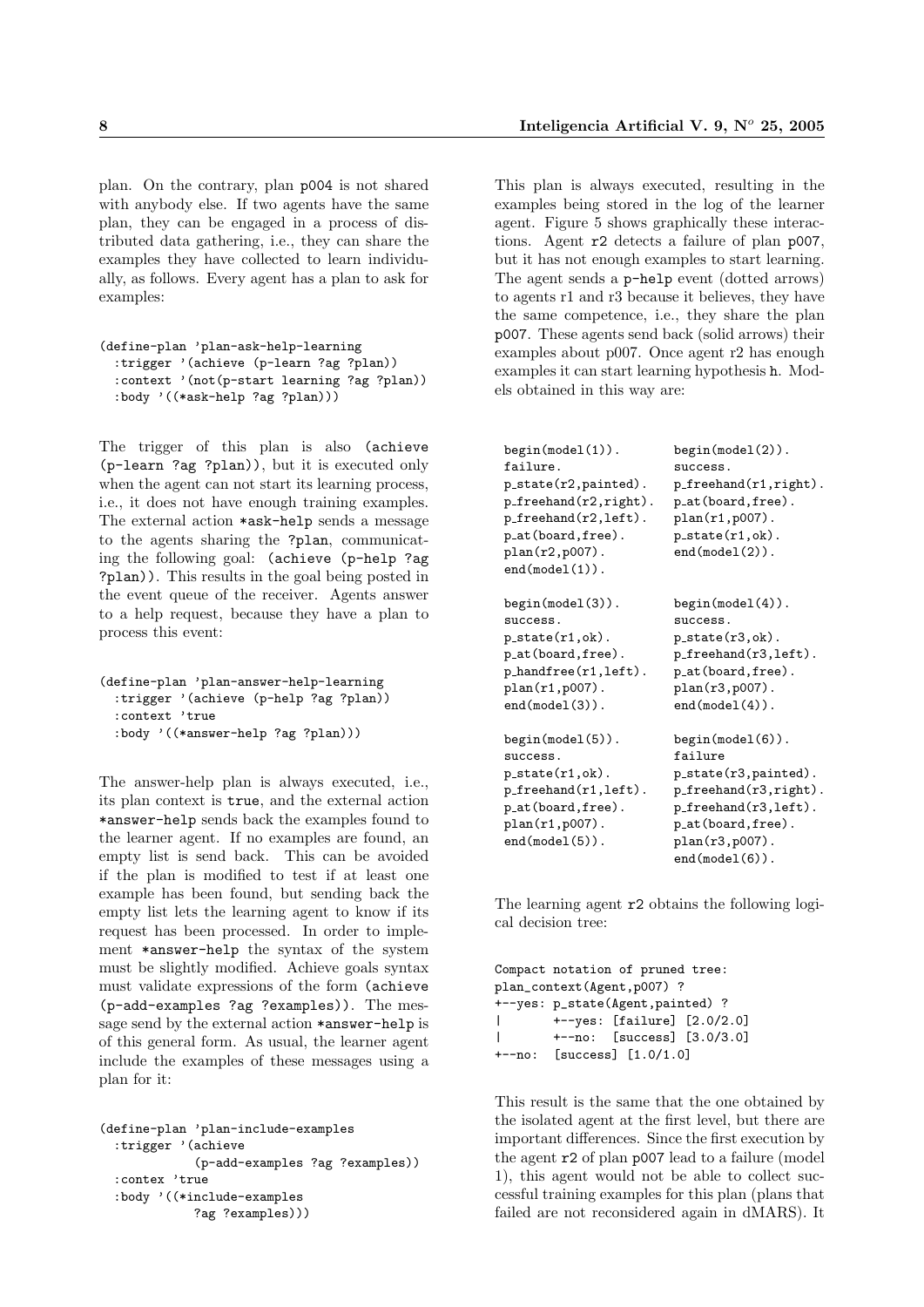plan. On the contrary, plan p004 is not shared with anybody else. If two agents have the same plan, they can be engaged in a process of distributed data gathering, i.e., they can share the examples they have collected to learn individually, as follows. Every agent has a plan to ask for examples:

```
(define-plan 'plan-ask-help-learning
  :trigger '(achieve (p-learn ?ag ?plan))
  :context '(not(p-start learning ?ag ?plan))
  :body '((*ask-help ?ag ?plan)))
```

The trigger of this plan is also (achieve (p-learn ?ag ?plan)), but it is executed only when the agent can not start its learning process, i.e., it does not have enough training examples. The external action *ask-help sends a message to the agents sharing the ?plan, communicating the following goal: (achieve (p-help ?ag ?plan)). This results in the goal being posted in the event queue of the receiver. Agents answer to a help request, because they have a plan to process this event:

```
(define-plan 'plan-answer-help-learning
  :trigger '(achieve (p-help ?ag ?plan))
  :context 'true
  :body '((*answer-help ?ag ?plan)))
```

The answer-help plan is always executed, i.e., its plan context is true, and the external action *answer-help sends back the examples found to the learner agent. If no examples are found, an empty list is send back. This can be avoided if the plan is modified to test if at least one example has been found, but sending back the empty list lets the learning agent to know if its request has been processed. In order to implement *answer-help the syntax of the system must be slightly modified. Achieve goals syntax must validate expressions of the form (achieve (p-add-examples ?ag ?examples)). The message send by the external action *answer-help is of this general form. As usual, the learner agent include the examples of these messages using a plan for it:

```
(define-plan 'plan-include-examples
  :trigger '(achieve
            (p-add-examples ?ag ?examples))
  :contex 'true
  :body '((*include-examples
            ?ag ?examples)))
```

This plan is always executed, resulting in the examples being stored in the log of the learner agent. Figure 5 shows graphically these interactions. Agent r2 detects a failure of plan p007, but it has not enough examples to start learning. The agent sends a p-help event (dotted arrows) to agents r1 and r3 because it believes, they have the same competence, i.e., they share the plan p007. These agents send back (solid arrows) their examples about p007. Once agent r2 has enough examples it can start learning hypothesis h. Models obtained in this way are:

```
begin(model(1)).           begin(model(2)).
failure.                   success.
p_state(r2,painted).       p_freehand(r1,right).
p_freehand(r2,right).      p_at(board,free).
p_freehand(r2,left).       plan(r1,p007).
p_at(board,free).          p_state(r1,ok).
plan(r2,p007).             end(model(2)).
end(model(1)).

begin(model(3)).           begin(model(4)).
success.                   success.
p_state(r1,ok).            p_state(r3,ok).
p_at(board,free).          p_freehand(r3,left).
p_handfree(r1,left).       p_at(board,free).
plan(r1,p007).             plan(r3,p007).
end(model(3)).             end(model(4)).

begin(model(5)).           begin(model(6)).
success.                   failure
p_state(r1,ok).            p_state(r3,painted).
p_freehand(r1,left).       p_freehand(r3,right).
p_at(board,free).          p_freehand(r3,left).
plan(r1,p007).             p_at(board,free).
end(model(5)).             plan(r3,p007).
                           end(model(6)).
```

The learning agent r2 obtains the following logical decision tree:

```
Compact notation of pruned tree:
plan_context(Agent,p007) ?
+--yes: p_state(Agent,painted) ?
|       +--yes: [failure] [2.0/2.0]
|       +--no:  [success] [3.0/3.0]
+--no:  [success] [1.0/1.0]
```

This result is the same that the one obtained by the isolated agent at the first level, but there are important differences. Since the first execution by the agent r2 of plan p007 lead to a failure (model 1), this agent would not be able to collect successful training examples for this plan (plans that failed are not reconsidered again in dMARS). It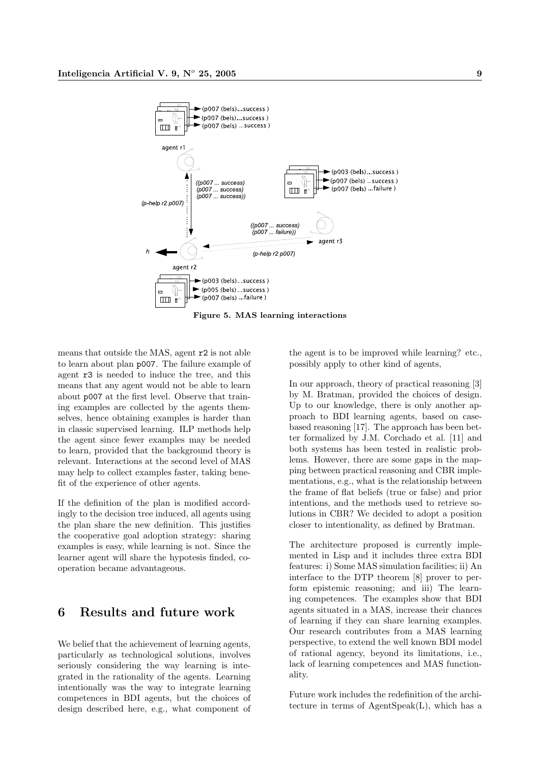Figure 5. MAS learning interactions

means that outside the MAS, agent r2 is not able to learn about plan p007. The failure example of agent r3 is needed to induce the tree, and this means that any agent would not be able to learn about p007 at the first level. Observe that training examples are collected by the agents themselves, hence obtaining examples is harder than in classic supervised learning. ILP methods help the agent since fewer examples may be needed to learn, provided that the background theory is relevant. Interactions at the second level of MAS may help to collect examples faster, taking benefit of the experience of other agents.

If the definition of the plan is modified accordingly to the decision tree induced, all agents using the plan share the new definition. This justifies the cooperative goal adoption strategy: sharing examples is easy, while learning is not. Since the learner agent will share the hypotesis finded, cooperation became advantageous.

# 6 Results and future work

We belief that the achievement of learning agents, particularly as technological solutions, involves seriously considering the way learning is integrated in the rationality of the agents. Learning intentionally was the way to integrate learning competences in BDI agents, but the choices of design described here, e.g., what component of the agent is to be improved while learning? etc., possibly apply to other kind of agents,

In our approach, theory of practical reasoning [3] by M. Bratman, provided the choices of design. Up to our knowledge, there is only another approach to BDI learning agents, based on case-based reasoning [17]. The approach has been better formalized by J.M. Corchado et al. [11] and both systems has been tested in realistic problems. However, there are some gaps in the mapping between practical reasoning and CBR implementations, e.g., what is the relationship between the frame of flat beliefs (true or false) and prior intentions, and the methods used to retrieve solutions in CBR? We decided to adopt a position closer to intentionality, as defined by Bratman.

The architecture proposed is currently implemented in Lisp and it includes three extra BDI features: i) Some MAS simulation facilities; ii) An interface to the DTP theorem [8] prover to perform epistemic reasoning; and iii) The learning competences. The examples show that BDI agents situated in a MAS, increase their chances of learning if they can share learning examples. Our research contributes from a MAS learning perspective, to extend the well known BDI model of rational agency, beyond its limitations, i.e., lack of learning competences and MAS functionality.

Future work includes the redefinition of the architecture in terms of AgentSpeak(L), which has a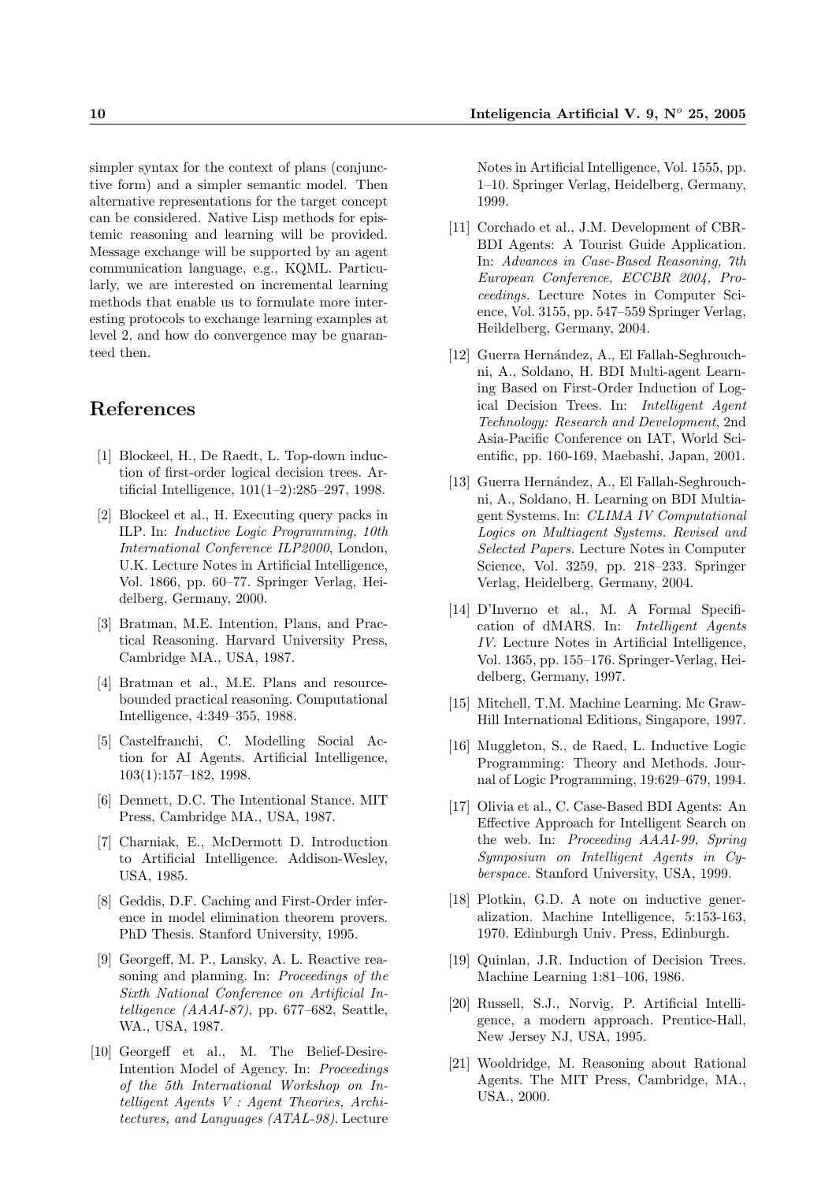simpler syntax for the context of plans (conjunctive form) and a simpler semantic model. Then alternative representations for the target concept can be considered. Native Lisp methods for epistemic reasoning and learning will be provided. Message exchange will be supported by an agent communication language, e.g., KQML. Particularly, we are interested on incremental learning methods that enable us to formulate more interesting protocols to exchange learning examples at level 2, and how do convergence may be guaranteed then.

## References

[1] Blockeel, H., De Raedt, L. Top-down induction of first-order logical decision trees. Artificial Intelligence, 101(1–2):285–297, 1998.

[2] Blockeel et al., H. Executing query packs in ILP. In: *Inductive Logic Programming, 10th International Conference ILP2000*, London, U.K. Lecture Notes in Artificial Intelligence, Vol. 1866, pp. 60–77. Springer Verlag, Heidelberg, Germany, 2000.

[3] Bratman, M.E. Intention, Plans, and Practical Reasoning. Harvard University Press, Cambridge MA., USA, 1987.

[4] Bratman et al., M.E. Plans and resource-bounded practical reasoning. Computational Intelligence, 4:349–355, 1988.

[5] Castelfranchi, C. Modelling Social Action for AI Agents. Artificial Intelligence, 103(1):157–182, 1998.

[6] Dennett, D.C. The Intentional Stance. MIT Press, Cambridge MA., USA, 1987.

[7] Charniak, E., McDermott D. Introduction to Artificial Intelligence. Addison-Wesley, USA, 1985.

[8] Geddis, D.F. Caching and First-Order inference in model elimination theorem provers. PhD Thesis. Stanford University, 1995.

[9] Georgeff, M. P., Lansky, A. L. Reactive reasoning and planning. In: *Proceedings of the Sixth National Conference on Artificial Intelligence (AAAI-87)*, pp. 677–682, Seattle, WA., USA, 1987.

[10] Georgeff et al., M. The Belief-Desire-Intention Model of Agency. In: *Proceedings of the 5th International Workshop on Intelligent Agents V : Agent Theories, Architectures, and Languages (ATAL-98).* Lecture Notes in Artificial Intelligence, Vol. 1555, pp. 1–10. Springer Verlag, Heidelberg, Germany, 1999.

[11] Corchado et al., J.M. Development of CBR-BDI Agents: A Tourist Guide Application. In: *Advances in Case-Based Reasoning, 7th European Conference, ECCBR 2004, Proceedings.* Lecture Notes in Computer Science, Vol. 3155, pp. 547–559 Springer Verlag, Heildelberg, Germany, 2004.

[12] Guerra Hernández, A., El Fallah-Seghrouchni, A., Soldano, H. BDI Multi-agent Learning Based on First-Order Induction of Logical Decision Trees. In: *Intelligent Agent Technology: Research and Development*, 2nd Asia-Pacific Conference on IAT, World Scientific, pp. 160-169, Maebashi, Japan, 2001.

[13] Guerra Hernández, A., El Fallah-Seghrouchni, A., Soldano, H. Learning on BDI Multiagent Systems. In: *CLIMA IV Computational Logics on Multiagent Systems. Revised and Selected Papers.* Lecture Notes in Computer Science, Vol. 3259, pp. 218–233. Springer Verlag, Heidelberg, Germany, 2004.

[14] D'Inverno et al., M. A Formal Specification of dMARS. In: *Intelligent Agents IV.* Lecture Notes in Artificial Intelligence, Vol. 1365, pp. 155–176. Springer-Verlag, Heidelberg, Germany, 1997.

[15] Mitchell, T.M. Machine Learning. Mc Graw-Hill International Editions, Singapore, 1997.

[16] Muggleton, S., de Raed, L. Inductive Logic Programming: Theory and Methods. Journal of Logic Programming, 19:629–679, 1994.

[17] Olivia et al., C. Case-Based BDI Agents: An Effective Approach for Intelligent Search on the web. In: *Proceeding AAAI-99, Spring Symposium on Intelligent Agents in Cyberspace.* Stanford University, USA, 1999.

[18] Plotkin, G.D. A note on inductive generalization. Machine Intelligence, 5:153-163, 1970. Edinburgh Univ. Press, Edinburgh.

[19] Quinlan, J.R. Induction of Decision Trees. Machine Learning 1:81–106, 1986.

[20] Russell, S.J., Norvig, P. Artificial Intelligence, a modern approach. Prentice-Hall, New Jersey NJ, USA, 1995.

[21] Wooldridge, M. Reasoning about Rational Agents. The MIT Press, Cambridge, MA., USA., 2000.